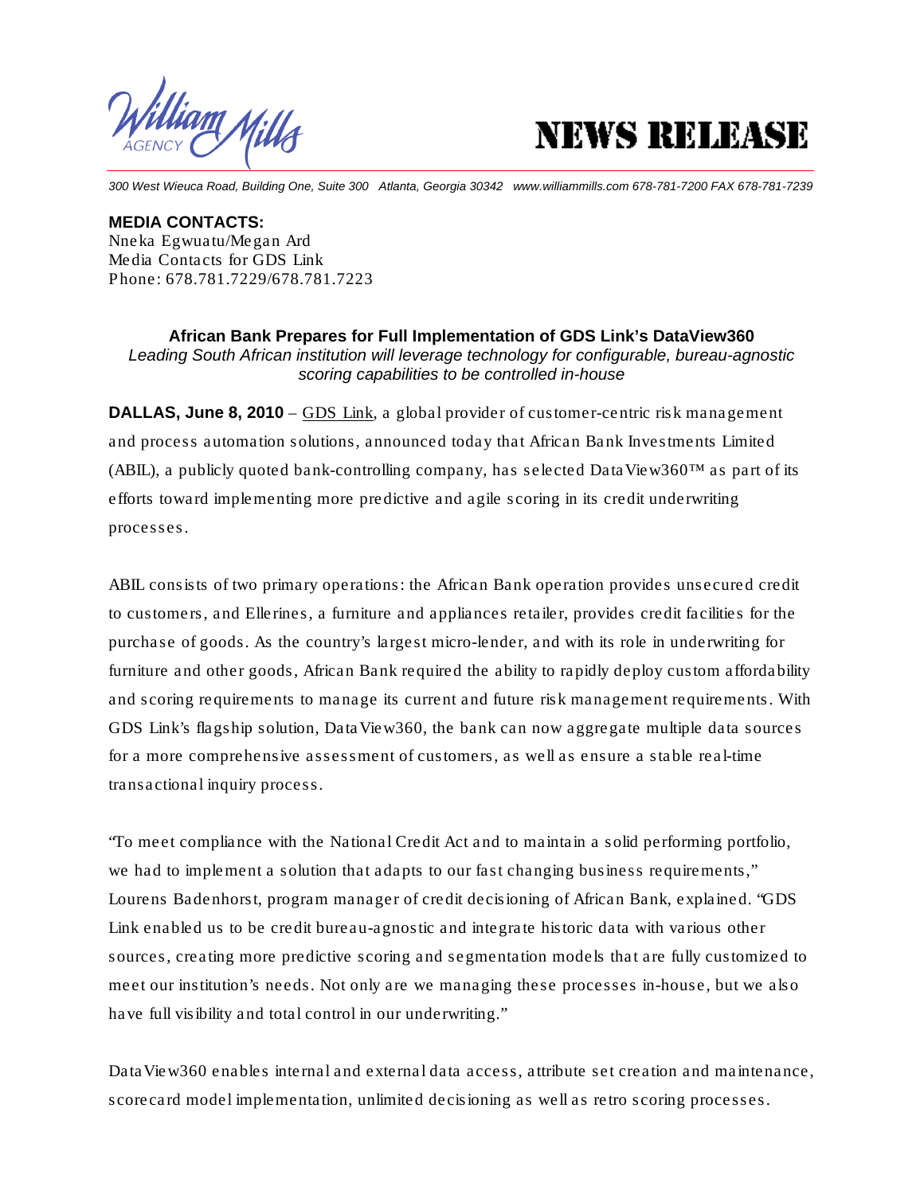# NEWS RELEASE

300 West Wieuca Road, Building One, Suite 300 Atlanta, Georgia 30342 www.williammills.com 678-781-7200 FAX 678-781-7239

**MEDIA CONTACTS:**
Nneka Egwuatu/Megan Ard
Media Contacts for GDS Link
Phone: 678.781.7229/678.781.7223

## African Bank Prepares for Full Implementation of GDS Link's DataView360

*Leading South African institution will leverage technology for configurable, bureau-agnostic scoring capabilities to be controlled in-house*

**DALLAS, June 8, 2010** – GDS Link, a global provider of customer-centric risk management and process automation solutions, announced today that African Bank Investments Limited (ABIL), a publicly quoted bank-controlling company, has selected DataView360™ as part of its efforts toward implementing more predictive and agile scoring in its credit underwriting processes.

ABIL consists of two primary operations: the African Bank operation provides unsecured credit to customers, and Ellerines, a furniture and appliances retailer, provides credit facilities for the purchase of goods. As the country's largest micro-lender, and with its role in underwriting for furniture and other goods, African Bank required the ability to rapidly deploy custom affordability and scoring requirements to manage its current and future risk management requirements. With GDS Link's flagship solution, DataView360, the bank can now aggregate multiple data sources for a more comprehensive assessment of customers, as well as ensure a stable real-time transactional inquiry process.

"To meet compliance with the National Credit Act and to maintain a solid performing portfolio, we had to implement a solution that adapts to our fast changing business requirements," Lourens Badenhorst, program manager of credit decisioning of African Bank, explained. "GDS Link enabled us to be credit bureau-agnostic and integrate historic data with various other sources, creating more predictive scoring and segmentation models that are fully customized to meet our institution's needs. Not only are we managing these processes in-house, but we also have full visibility and total control in our underwriting."

DataView360 enables internal and external data access, attribute set creation and maintenance, scorecard model implementation, unlimited decisioning as well as retro scoring processes.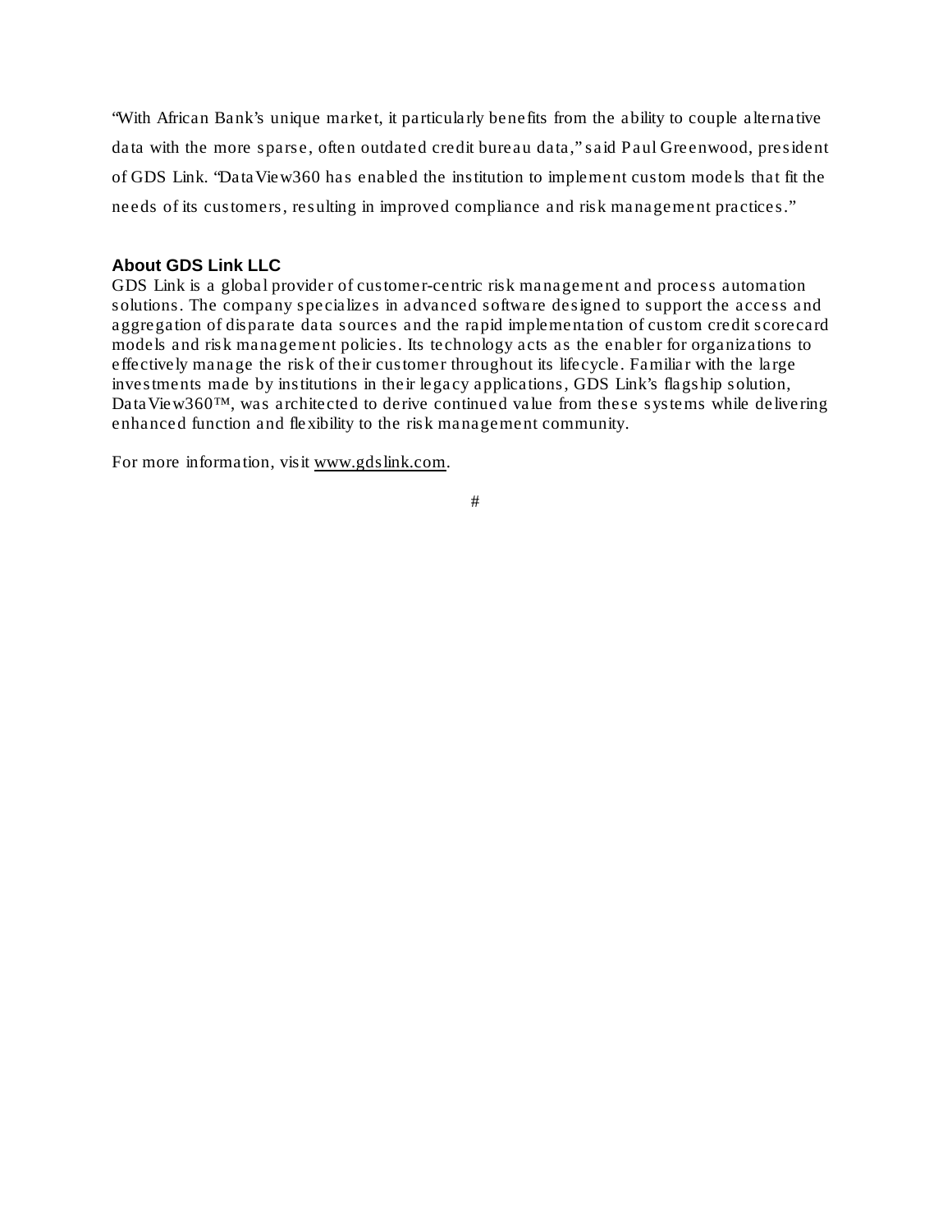"With African Bank's unique market, it particularly benefits from the ability to couple alternative data with the more sparse, often outdated credit bureau data," said Paul Greenwood, president of GDS Link. "DataView360 has enabled the institution to implement custom models that fit the needs of its customers, resulting in improved compliance and risk management practices."

**About GDS Link LLC**

GDS Link is a global provider of customer-centric risk management and process automation solutions. The company specializes in advanced software designed to support the access and aggregation of disparate data sources and the rapid implementation of custom credit scorecard models and risk management policies. Its technology acts as the enabler for organizations to effectively manage the risk of their customer throughout its lifecycle. Familiar with the large investments made by institutions in their legacy applications, GDS Link's flagship solution, DataView360™, was architected to derive continued value from these systems while delivering enhanced function and flexibility to the risk management community.

For more information, visit www.gdslink.com.

#